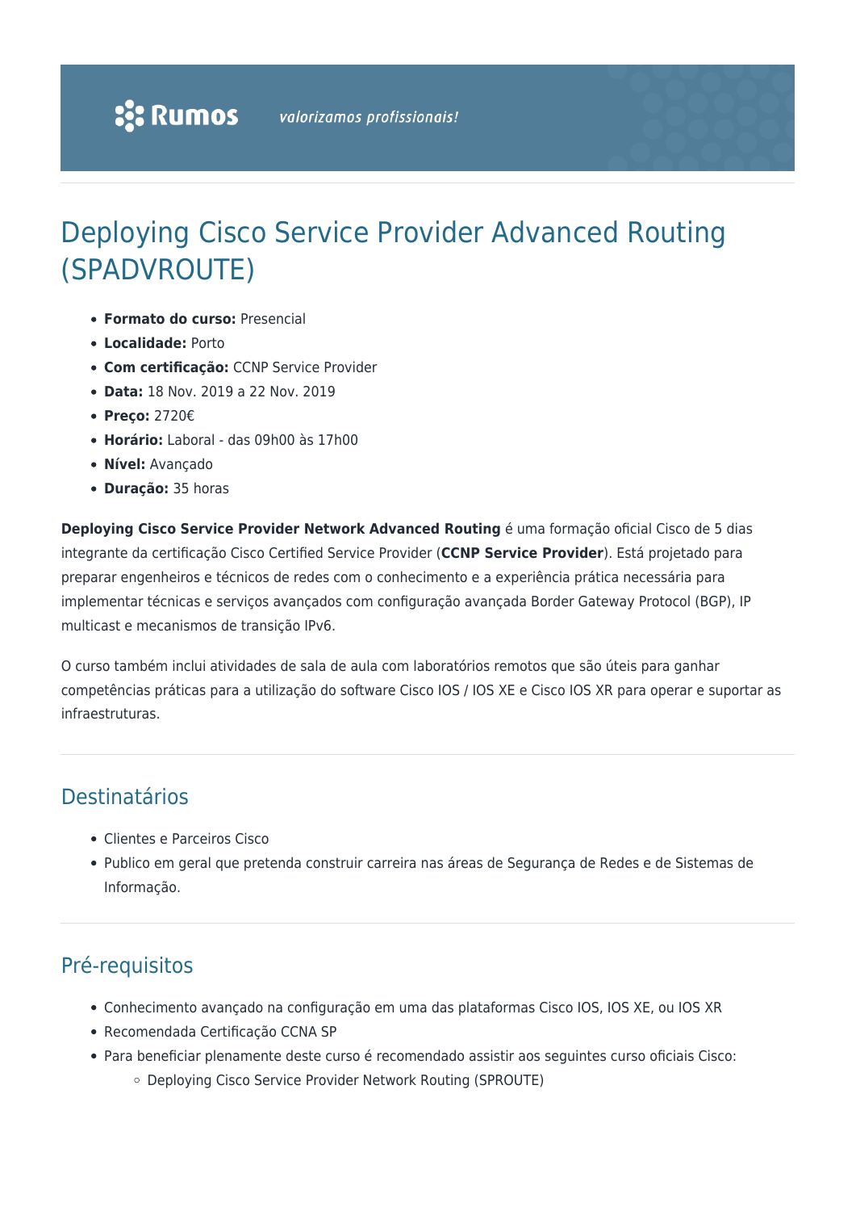Rumos *valorizamos profissionais!*

# Deploying Cisco Service Provider Advanced Routing (SPADVROUTE)

- **Formato do curso:** Presencial
- **Localidade:** Porto
- **Com certificação:** CCNP Service Provider
- **Data:** 18 Nov. 2019 a 22 Nov. 2019
- **Preço:** 2720€
- **Horário:** Laboral - das 09h00 às 17h00
- **Nível:** Avançado
- **Duração:** 35 horas

**Deploying Cisco Service Provider Network Advanced Routing** é uma formação oficial Cisco de 5 dias integrante da certificação Cisco Certified Service Provider (**CCNP Service Provider**). Está projetado para preparar engenheiros e técnicos de redes com o conhecimento e a experiência prática necessária para implementar técnicas e serviços avançados com configuração avançada Border Gateway Protocol (BGP), IP multicast e mecanismos de transição IPv6.

O curso também inclui atividades de sala de aula com laboratórios remotos que são úteis para ganhar competências práticas para a utilização do software Cisco IOS / IOS XE e Cisco IOS XR para operar e suportar as infraestruturas.

## Destinatários

- Clientes e Parceiros Cisco
- Publico em geral que pretenda construir carreira nas áreas de Segurança de Redes e de Sistemas de Informação.

## Pré-requisitos

- Conhecimento avançado na configuração em uma das plataformas Cisco IOS, IOS XE, ou IOS XR
- Recomendada Certificação CCNA SP
- Para beneficiar plenamente deste curso é recomendado assistir aos seguintes curso oficiais Cisco:
  - Deploying Cisco Service Provider Network Routing (SPROUTE)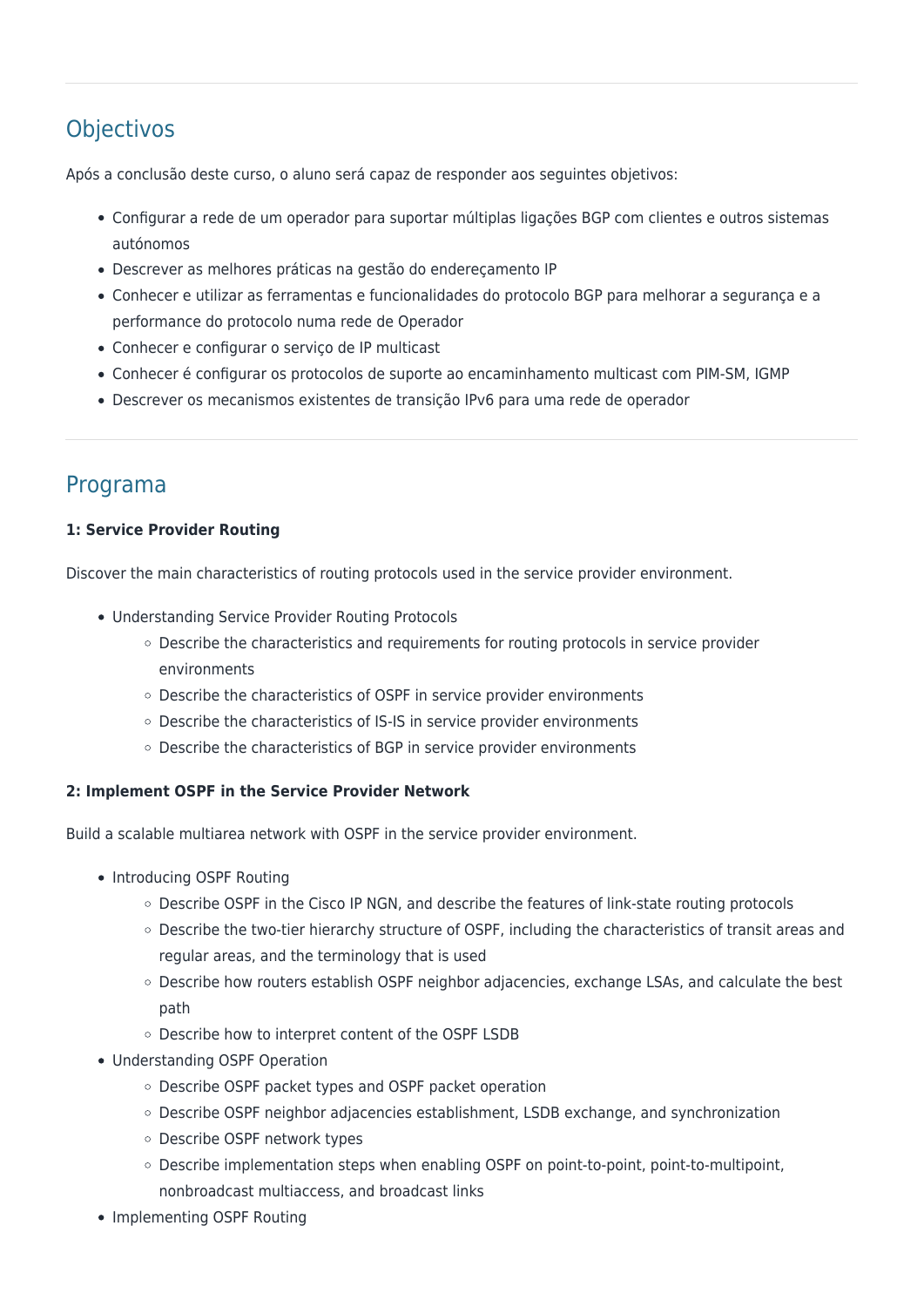## Objectivos

Após a conclusão deste curso, o aluno será capaz de responder aos seguintes objetivos:

- Configurar a rede de um operador para suportar múltiplas ligações BGP com clientes e outros sistemas autónomos
- Descrever as melhores práticas na gestão do endereçamento IP
- Conhecer e utilizar as ferramentas e funcionalidades do protocolo BGP para melhorar a segurança e a performance do protocolo numa rede de Operador
- Conhecer e configurar o serviço de IP multicast
- Conhecer é configurar os protocolos de suporte ao encaminhamento multicast com PIM-SM, IGMP
- Descrever os mecanismos existentes de transição IPv6 para uma rede de operador

## Programa

**1: Service Provider Routing**

Discover the main characteristics of routing protocols used in the service provider environment.

- Understanding Service Provider Routing Protocols
  - Describe the characteristics and requirements for routing protocols in service provider environments
  - Describe the characteristics of OSPF in service provider environments
  - Describe the characteristics of IS-IS in service provider environments
  - Describe the characteristics of BGP in service provider environments

**2: Implement OSPF in the Service Provider Network**

Build a scalable multiarea network with OSPF in the service provider environment.

- Introducing OSPF Routing
  - Describe OSPF in the Cisco IP NGN, and describe the features of link-state routing protocols
  - Describe the two-tier hierarchy structure of OSPF, including the characteristics of transit areas and regular areas, and the terminology that is used
  - Describe how routers establish OSPF neighbor adjacencies, exchange LSAs, and calculate the best path
  - Describe how to interpret content of the OSPF LSDB
- Understanding OSPF Operation
  - Describe OSPF packet types and OSPF packet operation
  - Describe OSPF neighbor adjacencies establishment, LSDB exchange, and synchronization
  - Describe OSPF network types
  - Describe implementation steps when enabling OSPF on point-to-point, point-to-multipoint, nonbroadcast multiaccess, and broadcast links
- Implementing OSPF Routing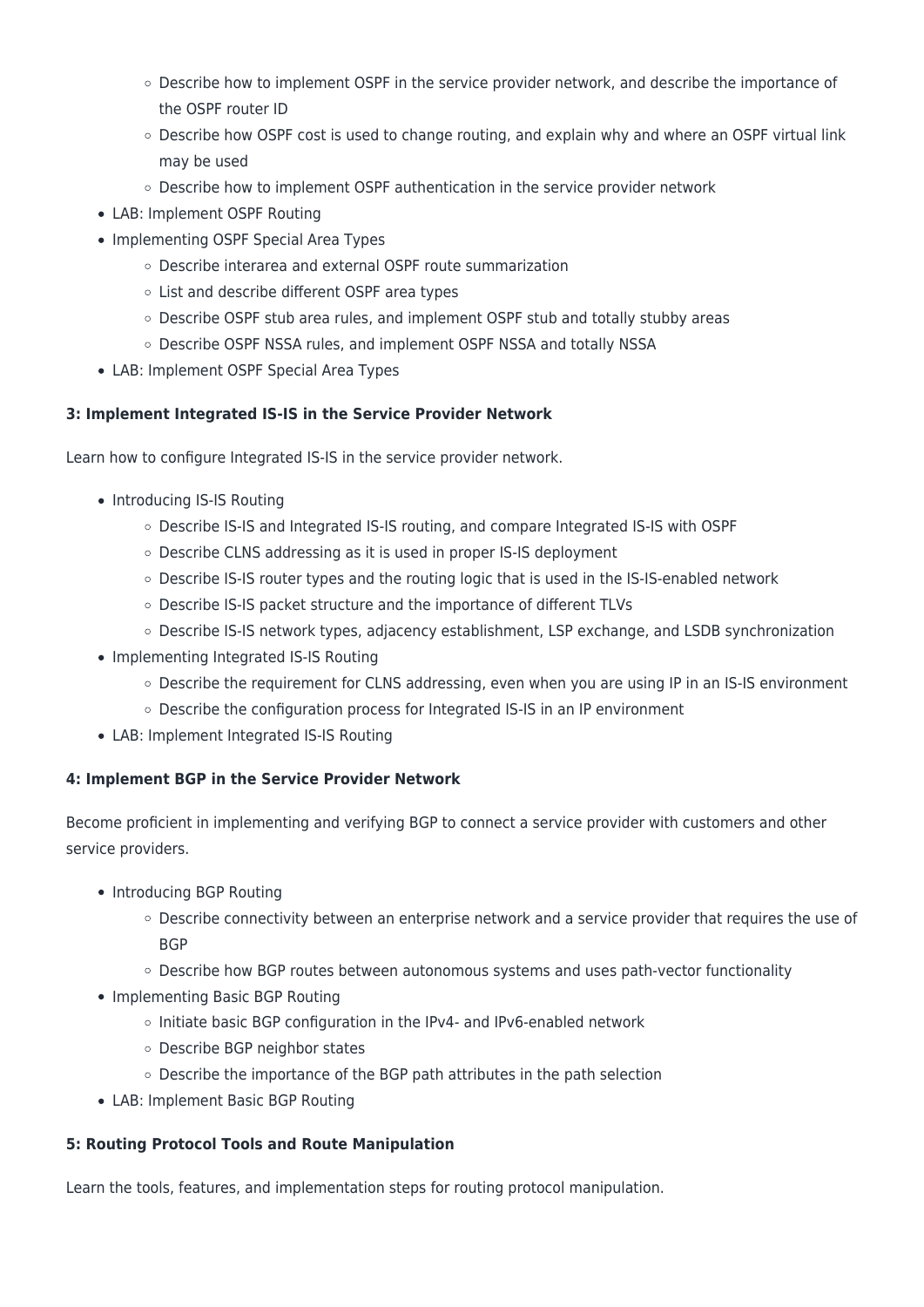- Describe how to implement OSPF in the service provider network, and describe the importance of the OSPF router ID
    - Describe how OSPF cost is used to change routing, and explain why and where an OSPF virtual link may be used
    - Describe how to implement OSPF authentication in the service provider network
- LAB: Implement OSPF Routing
- Implementing OSPF Special Area Types
    - Describe interarea and external OSPF route summarization
    - List and describe different OSPF area types
    - Describe OSPF stub area rules, and implement OSPF stub and totally stubby areas
    - Describe OSPF NSSA rules, and implement OSPF NSSA and totally NSSA
- LAB: Implement OSPF Special Area Types

**3: Implement Integrated IS-IS in the Service Provider Network**

Learn how to configure Integrated IS-IS in the service provider network.

- Introducing IS-IS Routing
    - Describe IS-IS and Integrated IS-IS routing, and compare Integrated IS-IS with OSPF
    - Describe CLNS addressing as it is used in proper IS-IS deployment
    - Describe IS-IS router types and the routing logic that is used in the IS-IS-enabled network
    - Describe IS-IS packet structure and the importance of different TLVs
    - Describe IS-IS network types, adjacency establishment, LSP exchange, and LSDB synchronization
- Implementing Integrated IS-IS Routing
    - Describe the requirement for CLNS addressing, even when you are using IP in an IS-IS environment
    - Describe the configuration process for Integrated IS-IS in an IP environment
- LAB: Implement Integrated IS-IS Routing

**4: Implement BGP in the Service Provider Network**

Become proficient in implementing and verifying BGP to connect a service provider with customers and other service providers.

- Introducing BGP Routing
    - Describe connectivity between an enterprise network and a service provider that requires the use of BGP
    - Describe how BGP routes between autonomous systems and uses path-vector functionality
- Implementing Basic BGP Routing
    - Initiate basic BGP configuration in the IPv4- and IPv6-enabled network
    - Describe BGP neighbor states
    - Describe the importance of the BGP path attributes in the path selection
- LAB: Implement Basic BGP Routing

**5: Routing Protocol Tools and Route Manipulation**

Learn the tools, features, and implementation steps for routing protocol manipulation.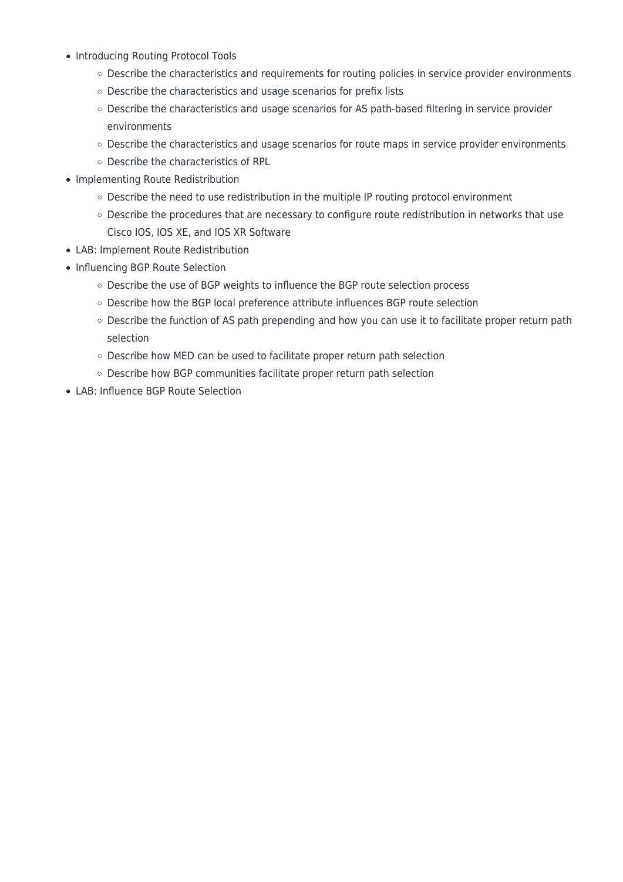- Introducing Routing Protocol Tools
  - Describe the characteristics and requirements for routing policies in service provider environments
  - Describe the characteristics and usage scenarios for prefix lists
  - Describe the characteristics and usage scenarios for AS path-based filtering in service provider environments
  - Describe the characteristics and usage scenarios for route maps in service provider environments
  - Describe the characteristics of RPL
- Implementing Route Redistribution
  - Describe the need to use redistribution in the multiple IP routing protocol environment
  - Describe the procedures that are necessary to configure route redistribution in networks that use Cisco IOS, IOS XE, and IOS XR Software
- LAB: Implement Route Redistribution
- Influencing BGP Route Selection
  - Describe the use of BGP weights to influence the BGP route selection process
  - Describe how the BGP local preference attribute influences BGP route selection
  - Describe the function of AS path prepending and how you can use it to facilitate proper return path selection
  - Describe how MED can be used to facilitate proper return path selection
  - Describe how BGP communities facilitate proper return path selection
- LAB: Influence BGP Route Selection